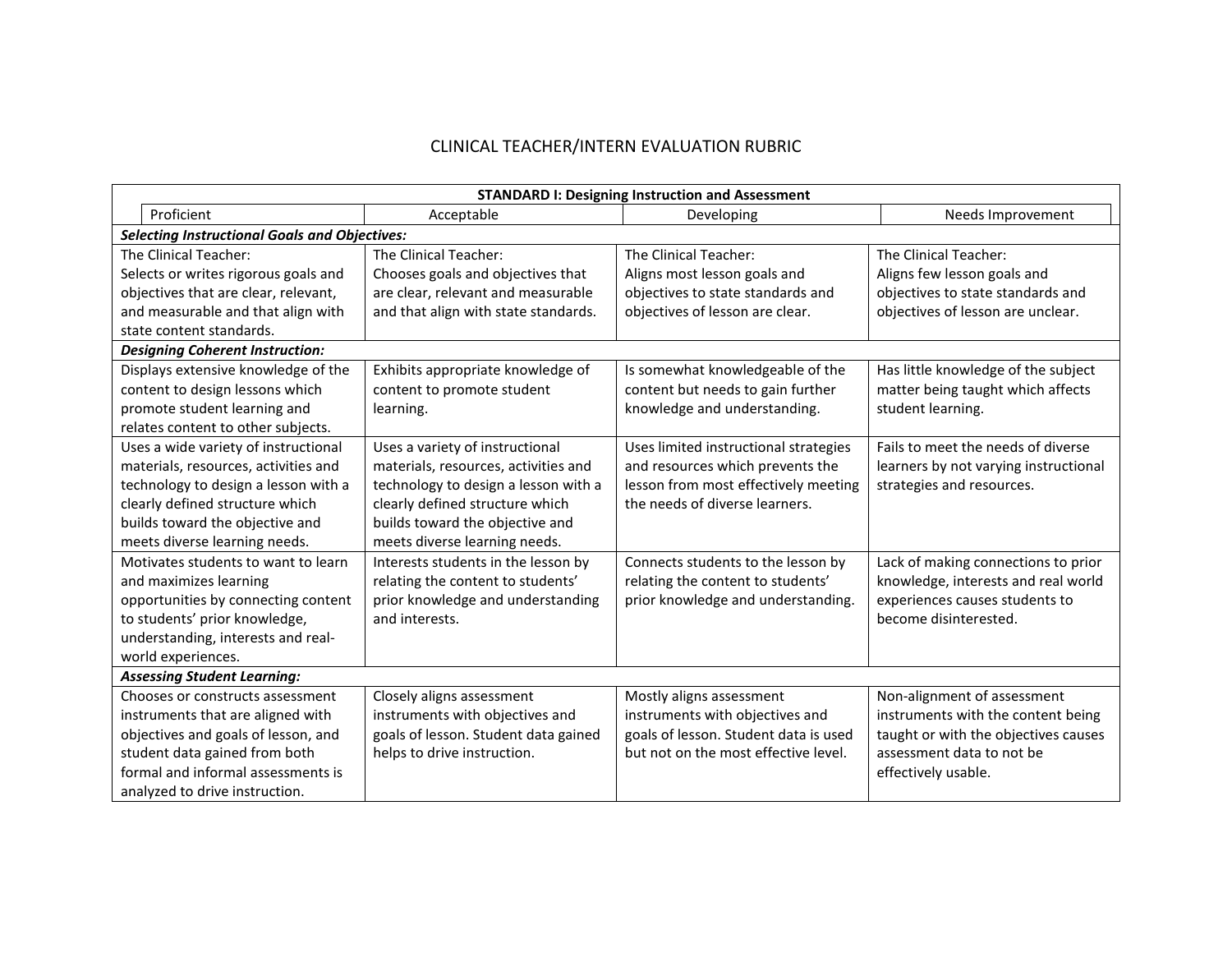# CLINICAL TEACHER/INTERN EVALUATION RUBRIC

| STANDARD I: Designing Instruction and Assessment | | | |
|---|---|---|---|
| Proficient | Acceptable | Developing | Needs Improvement |
| ***Selecting Instructional Goals and Objectives:*** | | | |
| The Clinical Teacher: Selects or writes rigorous goals and objectives that are clear, relevant, and measurable and that align with state content standards. | The Clinical Teacher: Chooses goals and objectives that are clear, relevant and measurable and that align with state standards. | The Clinical Teacher: Aligns most lesson goals and objectives to state standards and objectives of lesson are clear. | The Clinical Teacher: Aligns few lesson goals and objectives to state standards and objectives of lesson are unclear. |
| ***Designing Coherent Instruction:*** | | | |
| Displays extensive knowledge of the content to design lessons which promote student learning and relates content to other subjects. | Exhibits appropriate knowledge of content to promote student learning. | Is somewhat knowledgeable of the content but needs to gain further knowledge and understanding. | Has little knowledge of the subject matter being taught which affects student learning. |
| Uses a wide variety of instructional materials, resources, activities and technology to design a lesson with a clearly defined structure which builds toward the objective and meets diverse learning needs. | Uses a variety of instructional materials, resources, activities and technology to design a lesson with a clearly defined structure which builds toward the objective and meets diverse learning needs. | Uses limited instructional strategies and resources which prevents the lesson from most effectively meeting the needs of diverse learners. | Fails to meet the needs of diverse learners by not varying instructional strategies and resources. |
| Motivates students to want to learn and maximizes learning opportunities by connecting content to students' prior knowledge, understanding, interests and real-world experiences. | Interests students in the lesson by relating the content to students' prior knowledge and understanding and interests. | Connects students to the lesson by relating the content to students' prior knowledge and understanding. | Lack of making connections to prior knowledge, interests and real world experiences causes students to become disinterested. |
| ***Assessing Student Learning:*** | | | |
| Chooses or constructs assessment instruments that are aligned with objectives and goals of lesson, and student data gained from both formal and informal assessments is analyzed to drive instruction. | Closely aligns assessment instruments with objectives and goals of lesson. Student data gained helps to drive instruction. | Mostly aligns assessment instruments with objectives and goals of lesson. Student data is used but not on the most effective level. | Non-alignment of assessment instruments with the content being taught or with the objectives causes assessment data to not be effectively usable. |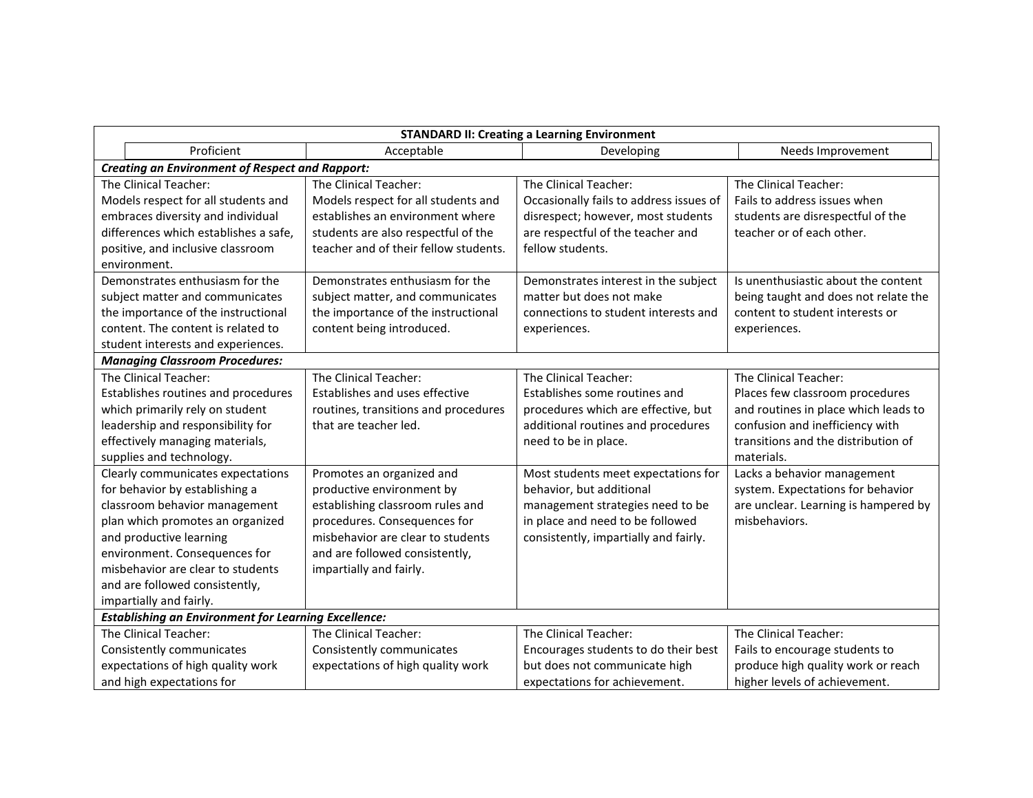| **STANDARD II: Creating a Learning Environment** | | | |
|---|---|---|---|
| Proficient | Acceptable | Developing | Needs Improvement |
| ***Creating an Environment of Respect and Rapport:*** | | | |
| The Clinical Teacher: Models respect for all students and embraces diversity and individual differences which establishes a safe, positive, and inclusive classroom environment. | The Clinical Teacher: Models respect for all students and establishes an environment where students are also respectful of the teacher and of their fellow students. | The Clinical Teacher: Occasionally fails to address issues of disrespect; however, most students are respectful of the teacher and fellow students. | The Clinical Teacher: Fails to address issues when students are disrespectful of the teacher or of each other. |
| Demonstrates enthusiasm for the subject matter and communicates the importance of the instructional content. The content is related to student interests and experiences. | Demonstrates enthusiasm for the subject matter, and communicates the importance of the instructional content being introduced. | Demonstrates interest in the subject matter but does not make connections to student interests and experiences. | Is unenthusiastic about the content being taught and does not relate the content to student interests or experiences. |
| ***Managing Classroom Procedures:*** | | | |
| The Clinical Teacher: Establishes routines and procedures which primarily rely on student leadership and responsibility for effectively managing materials, supplies and technology. | The Clinical Teacher: Establishes and uses effective routines, transitions and procedures that are teacher led. | The Clinical Teacher: Establishes some routines and procedures which are effective, but additional routines and procedures need to be in place. | The Clinical Teacher: Places few classroom procedures and routines in place which leads to confusion and inefficiency with transitions and the distribution of materials. |
| Clearly communicates expectations for behavior by establishing a classroom behavior management plan which promotes an organized and productive learning environment. Consequences for misbehavior are clear to students and are followed consistently, impartially and fairly. | Promotes an organized and productive environment by establishing classroom rules and procedures. Consequences for misbehavior are clear to students and are followed consistently, impartially and fairly. | Most students meet expectations for behavior, but additional management strategies need to be in place and need to be followed consistently, impartially and fairly. | Lacks a behavior management system. Expectations for behavior are unclear. Learning is hampered by misbehaviors. |
| ***Establishing an Environment for Learning Excellence:*** | | | |
| The Clinical Teacher: Consistently communicates expectations of high quality work and high expectations for | The Clinical Teacher: Consistently communicates expectations of high quality work | The Clinical Teacher: Encourages students to do their best but does not communicate high expectations for achievement. | The Clinical Teacher: Fails to encourage students to produce high quality work or reach higher levels of achievement. |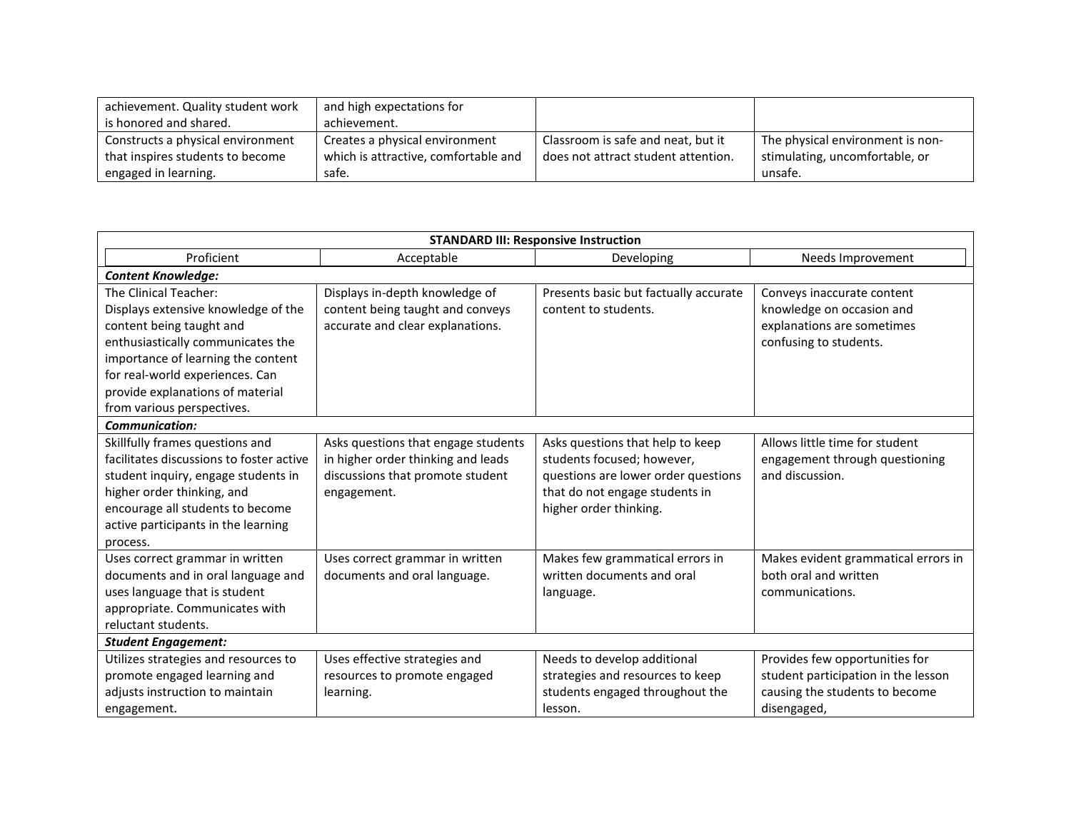| | | | |
|---|---|---|---|
| achievement. Quality student work is honored and shared. | and high expectations for achievement. | | |
| Constructs a physical environment that inspires students to become engaged in learning. | Creates a physical environment which is attractive, comfortable and safe. | Classroom is safe and neat, but it does not attract student attention. | The physical environment is non-stimulating, uncomfortable, or unsafe. |

| **STANDARD III: Responsive Instruction** | | | |
|---|---|---|---|
| Proficient | Acceptable | Developing | Needs Improvement |
| ***Content Knowledge:*** | | | |
| The Clinical Teacher: Displays extensive knowledge of the content being taught and enthusiastically communicates the importance of learning the content for real-world experiences. Can provide explanations of material from various perspectives. | Displays in-depth knowledge of content being taught and conveys accurate and clear explanations. | Presents basic but factually accurate content to students. | Conveys inaccurate content knowledge on occasion and explanations are sometimes confusing to students. |
| ***Communication:*** | | | |
| Skillfully frames questions and facilitates discussions to foster active student inquiry, engage students in higher order thinking, and encourage all students to become active participants in the learning process. | Asks questions that engage students in higher order thinking and leads discussions that promote student engagement. | Asks questions that help to keep students focused; however, questions are lower order questions that do not engage students in higher order thinking. | Allows little time for student engagement through questioning and discussion. |
| Uses correct grammar in written documents and in oral language and uses language that is student appropriate. Communicates with reluctant students. | Uses correct grammar in written documents and oral language. | Makes few grammatical errors in written documents and oral language. | Makes evident grammatical errors in both oral and written communications. |
| ***Student Engagement:*** | | | |
| Utilizes strategies and resources to promote engaged learning and adjusts instruction to maintain engagement. | Uses effective strategies and resources to promote engaged learning. | Needs to develop additional strategies and resources to keep students engaged throughout the lesson. | Provides few opportunities for student participation in the lesson causing the students to become disengaged, |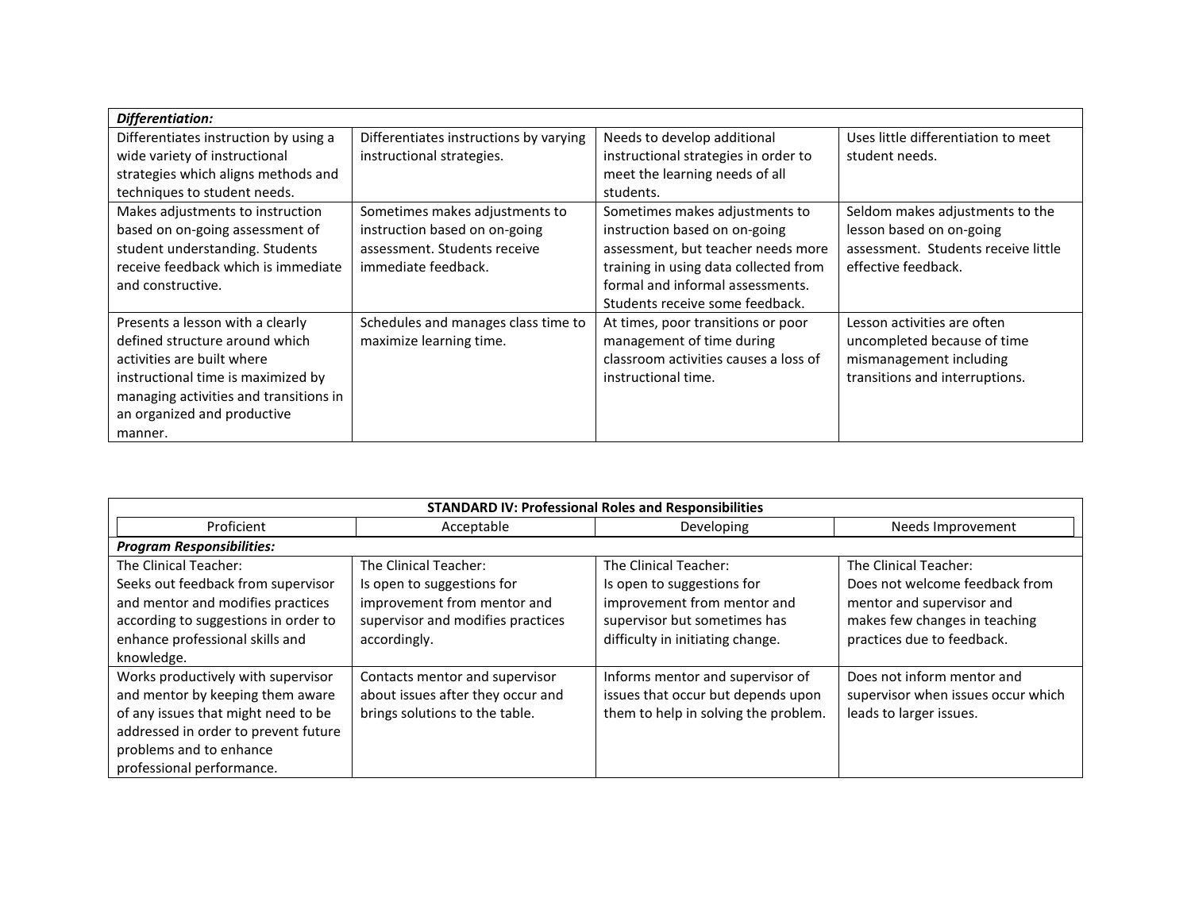| *Differentiation:* | | | |
|---|---|---|---|
| Differentiates instruction by using a wide variety of instructional strategies which aligns methods and techniques to student needs. | Differentiates instructions by varying instructional strategies. | Needs to develop additional instructional strategies in order to meet the learning needs of all students. | Uses little differentiation to meet student needs. |
| Makes adjustments to instruction based on on-going assessment of student understanding. Students receive feedback which is immediate and constructive. | Sometimes makes adjustments to instruction based on on-going assessment. Students receive immediate feedback. | Sometimes makes adjustments to instruction based on on-going assessment, but teacher needs more training in using data collected from formal and informal assessments. Students receive some feedback. | Seldom makes adjustments to the lesson based on on-going assessment. Students receive little effective feedback. |
| Presents a lesson with a clearly defined structure around which activities are built where instructional time is maximized by managing activities and transitions in an organized and productive manner. | Schedules and manages class time to maximize learning time. | At times, poor transitions or poor management of time during classroom activities causes a loss of instructional time. | Lesson activities are often uncompleted because of time mismanagement including transitions and interruptions. |

| **STANDARD IV: Professional Roles and Responsibilities** | | | |
|---|---|---|---|
| Proficient | Acceptable | Developing | Needs Improvement |
| ***Program Responsibilities:*** | | | |
| The Clinical Teacher: Seeks out feedback from supervisor and mentor and modifies practices according to suggestions in order to enhance professional skills and knowledge. | The Clinical Teacher: Is open to suggestions for improvement from mentor and supervisor and modifies practices accordingly. | The Clinical Teacher: Is open to suggestions for improvement from mentor and supervisor but sometimes has difficulty in initiating change. | The Clinical Teacher: Does not welcome feedback from mentor and supervisor and makes few changes in teaching practices due to feedback. |
| Works productively with supervisor and mentor by keeping them aware of any issues that might need to be addressed in order to prevent future problems and to enhance professional performance. | Contacts mentor and supervisor about issues after they occur and brings solutions to the table. | Informs mentor and supervisor of issues that occur but depends upon them to help in solving the problem. | Does not inform mentor and supervisor when issues occur which leads to larger issues. |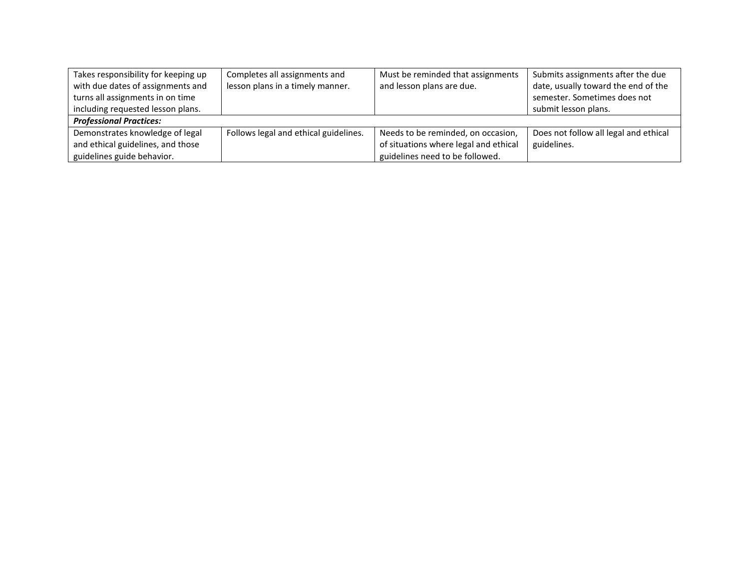| | | | |
|---|---|---|---|
| Takes responsibility for keeping up with due dates of assignments and turns all assignments in on time including requested lesson plans. | Completes all assignments and lesson plans in a timely manner. | Must be reminded that assignments and lesson plans are due. | Submits assignments after the due date, usually toward the end of the semester. Sometimes does not submit lesson plans. |
| ***Professional Practices:*** | | | |
| Demonstrates knowledge of legal and ethical guidelines, and those guidelines guide behavior. | Follows legal and ethical guidelines. | Needs to be reminded, on occasion, of situations where legal and ethical guidelines need to be followed. | Does not follow all legal and ethical guidelines. |